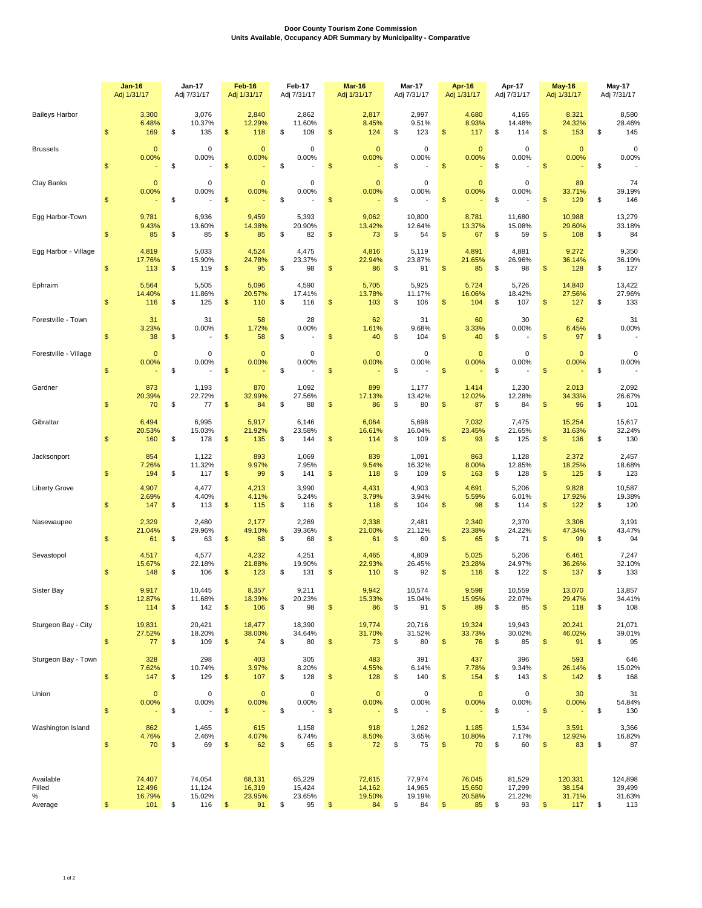**Door County Tourism Zone Commission**
**Units Available, Occupancy ADR Summary by Municipality - Comparative**

| | Jan-16 Adj 1/31/17 | Jan-17 Adj 7/31/17 | Feb-16 Adj 1/31/17 | Feb-17 Adj 7/31/17 | Mar-16 Adj 1/31/17 | Mar-17 Adj 7/31/17 | Apr-16 Adj 1/31/17 | Apr-17 Adj 7/31/17 | May-16 Adj 1/31/17 | May-17 Adj 7/31/17 |
|---|---|---|---|---|---|---|---|---|---|---|
| Baileys Harbor | 3,300 | 3,076 | 2,840 | 2,862 | 2,817 | 2,997 | 4,680 | 4,165 | 8,321 | 8,580 |
| | 6.48% | 10.37% | 12.29% | 11.60% | 8.45% | 9.51% | 8.93% | 14.48% | 24.32% | 28.46% |
| | $ 169 | $ 135 | $ 118 | $ 109 | $ 124 | $ 123 | $ 117 | $ 114 | $ 153 | $ 145 |
| Brussels | 0 | 0 | 0 | 0 | 0 | 0 | 0 | 0 | 0 | 0 |
| | 0.00% | 0.00% | 0.00% | 0.00% | 0.00% | 0.00% | 0.00% | 0.00% | 0.00% | 0.00% |
| | $ - | $ - | $ - | $ - | $ - | $ - | $ - | $ - | $ - | $ - |
| Clay Banks | 0 | 0 | 0 | 0 | 0 | 0 | 0 | 0 | 89 | 74 |
| | 0.00% | 0.00% | 0.00% | 0.00% | 0.00% | 0.00% | 0.00% | 0.00% | 33.71% | 39.19% |
| | $ - | $ - | $ - | $ - | $ - | $ - | $ - | $ - | $ 129 | $ 146 |
| Egg Harbor-Town | 9,781 | 6,936 | 9,459 | 5,393 | 9,062 | 10,800 | 8,781 | 11,680 | 10,988 | 13,279 |
| | 9.43% | 13.60% | 14.38% | 20.90% | 13.42% | 12.64% | 13.37% | 15.08% | 29.60% | 33.18% |
| | $ 85 | $ 85 | $ 85 | $ 82 | $ 73 | $ 54 | $ 67 | $ 59 | $ 108 | $ 84 |
| Egg Harbor - Village | 4,819 | 5,033 | 4,524 | 4,475 | 4,816 | 5,119 | 4,891 | 4,881 | 9,272 | 9,350 |
| | 17.76% | 15.90% | 24.78% | 23.37% | 22.94% | 23.87% | 21.65% | 26.96% | 36.14% | 36.19% |
| | $ 113 | $ 119 | $ 95 | $ 98 | $ 86 | $ 91 | $ 85 | $ 98 | $ 128 | $ 127 |
| Ephraim | 5,564 | 5,505 | 5,096 | 4,590 | 5,705 | 5,925 | 5,724 | 5,726 | 14,840 | 13,422 |
| | 14.40% | 11.86% | 20.57% | 17.41% | 13.78% | 11.17% | 16.06% | 18.42% | 27.56% | 27.96% |
| | $ 116 | $ 125 | $ 110 | $ 116 | $ 103 | $ 106 | $ 104 | $ 107 | $ 127 | $ 133 |
| Forestville - Town | 31 | 31 | 58 | 28 | 62 | 31 | 60 | 30 | 62 | 31 |
| | 3.23% | 0.00% | 1.72% | 0.00% | 1.61% | 9.68% | 3.33% | 0.00% | 6.45% | 0.00% |
| | $ 38 | $ - | $ 58 | $ - | $ 40 | $ 104 | $ 40 | $ - | $ 97 | $ - |
| Forestville - Village | 0 | 0 | 0 | 0 | 0 | 0 | 0 | 0 | 0 | 0 |
| | 0.00% | 0.00% | 0.00% | 0.00% | 0.00% | 0.00% | 0.00% | 0.00% | 0.00% | 0.00% |
| | $ - | $ - | $ - | $ - | $ - | $ - | $ - | $ - | $ - | $ - |
| Gardner | 873 | 1,193 | 870 | 1,092 | 899 | 1,177 | 1,414 | 1,230 | 2,013 | 2,092 |
| | 20.39% | 22.72% | 32.99% | 27.56% | 17.13% | 13.42% | 12.02% | 12.28% | 34.33% | 26.67% |
| | $ 70 | $ 77 | $ 84 | $ 88 | $ 86 | $ 80 | $ 87 | $ 84 | $ 96 | $ 101 |
| Gibraltar | 6,494 | 6,995 | 5,917 | 6,146 | 6,064 | 5,698 | 7,032 | 7,475 | 15,254 | 15,617 |
| | 20.53% | 15.03% | 21.92% | 23.58% | 16.61% | 16.04% | 23.45% | 21.65% | 31.63% | 32.24% |
| | $ 160 | $ 178 | $ 135 | $ 144 | $ 114 | $ 109 | $ 93 | $ 125 | $ 136 | $ 130 |
| Jacksonport | 854 | 1,122 | 893 | 1,069 | 839 | 1,091 | 863 | 1,128 | 2,372 | 2,457 |
| | 7.26% | 11.32% | 9.97% | 7.95% | 9.54% | 16.32% | 8.00% | 12.85% | 18.25% | 18.68% |
| | $ 194 | $ 117 | $ 99 | $ 141 | $ 118 | $ 109 | $ 163 | $ 128 | $ 125 | $ 123 |
| Liberty Grove | 4,907 | 4,477 | 4,213 | 3,990 | 4,431 | 4,903 | 4,691 | 5,206 | 9,828 | 10,587 |
| | 2.69% | 4.40% | 4.11% | 5.24% | 3.79% | 3.94% | 5.59% | 6.01% | 17.92% | 19.38% |
| | $ 147 | $ 113 | $ 115 | $ 116 | $ 118 | $ 104 | $ 98 | $ 114 | $ 122 | $ 120 |
| Nasewaupee | 2,329 | 2,480 | 2,177 | 2,269 | 2,338 | 2,481 | 2,340 | 2,370 | 3,306 | 3,191 |
| | 21.04% | 29.96% | 49.10% | 39.36% | 21.00% | 21.12% | 23.38% | 24.22% | 47.34% | 43.47% |
| | $ 61 | $ 63 | $ 68 | $ 68 | $ 61 | $ 60 | $ 65 | $ 71 | $ 99 | $ 94 |
| Sevastopol | 4,517 | 4,577 | 4,232 | 4,251 | 4,465 | 4,809 | 5,025 | 5,206 | 6,461 | 7,247 |
| | 15.67% | 22.18% | 21.88% | 19.90% | 22.93% | 26.45% | 23.28% | 24.97% | 36.26% | 32.10% |
| | $ 148 | $ 106 | $ 123 | $ 131 | $ 110 | $ 92 | $ 116 | $ 122 | $ 137 | $ 133 |
| Sister Bay | 9,917 | 10,445 | 8,357 | 9,211 | 9,942 | 10,574 | 9,598 | 10,559 | 13,070 | 13,857 |
| | 12.87% | 11.68% | 18.39% | 20.23% | 15.33% | 15.04% | 15.95% | 22.07% | 29.47% | 34.41% |
| | $ 114 | $ 142 | $ 106 | $ 98 | $ 86 | $ 91 | $ 89 | $ 85 | $ 118 | $ 108 |
| Sturgeon Bay - City | 19,831 | 20,421 | 18,477 | 18,390 | 19,774 | 20,716 | 19,324 | 19,943 | 20,241 | 21,071 |
| | 27.52% | 18.20% | 38.00% | 34.64% | 31.70% | 31.52% | 33.73% | 30.02% | 46.02% | 39.01% |
| | $ 77 | $ 109 | $ 74 | $ 80 | $ 73 | $ 80 | $ 76 | $ 85 | $ 91 | $ 95 |
| Sturgeon Bay - Town | 328 | 298 | 403 | 305 | 483 | 391 | 437 | 396 | 593 | 646 |
| | 7.62% | 10.74% | 3.97% | 8.20% | 4.55% | 6.14% | 7.78% | 9.34% | 26.14% | 15.02% |
| | $ 147 | $ 129 | $ 107 | $ 128 | $ 128 | $ 140 | $ 154 | $ 143 | $ 142 | $ 168 |
| Union | 0 | 0 | 0 | 0 | 0 | 0 | 0 | 0 | 30 | 31 |
| | 0.00% | 0.00% | 0.00% | 0.00% | 0.00% | 0.00% | 0.00% | 0.00% | 0.00% | 54.84% |
| | $ - | $ - | $ - | $ - | $ - | $ - | $ - | $ - | $ - | $ 130 |
| Washington Island | 862 | 1,465 | 615 | 1,158 | 918 | 1,262 | 1,185 | 1,534 | 3,591 | 3,366 |
| | 4.76% | 2.46% | 4.07% | 6.74% | 8.50% | 3.65% | 10.80% | 7.17% | 12.92% | 16.82% |
| | $ 70 | $ 69 | $ 62 | $ 65 | $ 72 | $ 75 | $ 70 | $ 60 | $ 83 | $ 87 |
| Available | 74,407 | 74,054 | 68,131 | 65,229 | 72,615 | 77,974 | 76,045 | 81,529 | 120,331 | 124,898 |
| Filled | 12,496 | 11,124 | 16,319 | 15,424 | 14,162 | 14,965 | 15,650 | 17,299 | 38,154 | 39,499 |
| % | 16.79% | 15.02% | 23.95% | 23.65% | 19.50% | 19.19% | 20.58% | 21.22% | 31.71% | 31.63% |
| Average | $ 101 | $ 116 | $ 91 | $ 95 | $ 84 | $ 84 | $ 85 | $ 93 | $ 117 | $ 113 |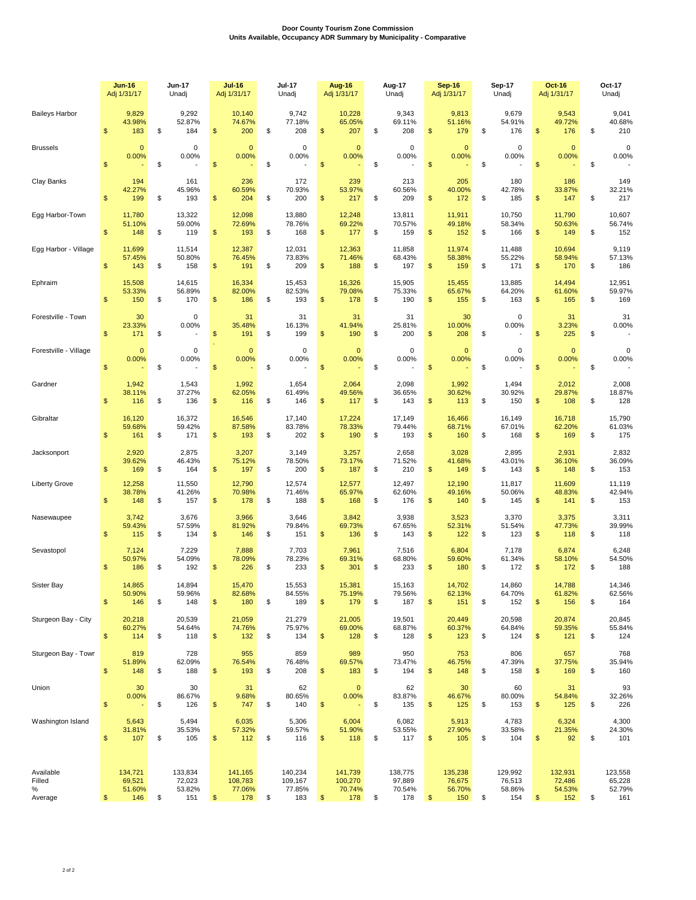**Door County Tourism Zone Commission**
**Units Available, Occupancy ADR Summary by Municipality - Comparative**

| | Jun-16 Adj 1/31/17 | Jun-17 Unadj | Jul-16 Adj 1/31/17 | Jul-17 Unadj | Aug-16 Adj 1/31/17 | Aug-17 Unadj | Sep-16 Adj 1/31/17 | Sep-17 Unadj | Oct-16 Adj 1/31/17 | Oct-17 Unadj |
|---|---|---|---|---|---|---|---|---|---|---|
| Baileys Harbor | 9,829 | 9,292 | 10,140 | 9,742 | 10,228 | 9,343 | 9,813 | 9,679 | 9,543 | 9,041 |
| | 43.98% | 52.87% | 74.67% | 77.18% | 65.05% | 69.11% | 51.16% | 54.91% | 49.72% | 40.68% |
| | $ 183 | $ 184 | $ 200 | $ 208 | $ 207 | $ 208 | $ 179 | $ 176 | $ 176 | $ 210 |
| Brussels | 0 | 0 | 0 | 0 | 0 | 0 | 0 | 0 | 0 | 0 |
| | 0.00% | 0.00% | 0.00% | 0.00% | 0.00% | 0.00% | 0.00% | 0.00% | 0.00% | 0.00% |
| | $ - | $ - | $ - | $ - | $ - | $ - | $ - | $ - | $ - | $ - |
| Clay Banks | 194 | 161 | 236 | 172 | 239 | 213 | 205 | 180 | 186 | 149 |
| | 42.27% | 45.96% | 60.59% | 70.93% | 53.97% | 60.56% | 40.00% | 42.78% | 33.87% | 32.21% |
| | $ 199 | $ 193 | $ 204 | $ 200 | $ 217 | $ 209 | $ 172 | $ 185 | $ 147 | $ 217 |
| Egg Harbor-Town | 11,780 | 13,322 | 12,098 | 13,880 | 12,248 | 13,811 | 11,911 | 10,750 | 11,790 | 10,607 |
| | 51.10% | 59.00% | 72.69% | 78.76% | 69.22% | 70.57% | 49.18% | 58.34% | 50.63% | 56.74% |
| | $ 148 | $ 119 | $ 193 | $ 168 | $ 177 | $ 159 | $ 152 | $ 166 | $ 149 | $ 152 |
| Egg Harbor - Village | 11,699 | 11,514 | 12,387 | 12,031 | 12,363 | 11,858 | 11,974 | 11,488 | 10,694 | 9,119 |
| | 57.45% | 50.80% | 76.45% | 73.83% | 71.46% | 68.43% | 58.38% | 55.22% | 58.94% | 57.13% |
| | $ 143 | $ 158 | $ 191 | $ 209 | $ 188 | $ 197 | $ 159 | $ 171 | $ 170 | $ 186 |
| Ephraim | 15,508 | 14,615 | 16,334 | 15,453 | 16,326 | 15,905 | 15,455 | 13,885 | 14,494 | 12,951 |
| | 53.33% | 56.89% | 82.00% | 82.53% | 79.08% | 75.33% | 65.67% | 64.20% | 61.60% | 59.97% |
| | $ 150 | $ 170 | $ 186 | $ 193 | $ 178 | $ 190 | $ 155 | $ 163 | $ 165 | $ 169 |
| Forestville - Town | 30 | 0 | 31 | 31 | 31 | 31 | 30 | 0 | 31 | 31 |
| | 23.33% | 0.00% | 35.48% | 16.13% | 41.94% | 25.81% | 10.00% | 0.00% | 3.23% | 0.00% |
| | $ 171 | $ - | $ 191 | $ 199 | $ 190 | $ 200 | $ 208 | $ - | $ 225 | $ - |
| Forestville - Village | 0 | 0 | 0 | 0 | 0 | 0 | 0 | 0 | 0 | 0 |
| | 0.00% | 0.00% | 0.00% | 0.00% | 0.00% | 0.00% | 0.00% | 0.00% | 0.00% | 0.00% |
| | $ - | $ - | $ - | $ - | $ - | $ - | $ - | $ - | $ - | $ - |
| Gardner | 1,942 | 1,543 | 1,992 | 1,654 | 2,064 | 2,098 | 1,992 | 1,494 | 2,012 | 2,008 |
| | 38.11% | 37.27% | 62.05% | 61.49% | 49.56% | 36.65% | 30.62% | 30.92% | 29.87% | 18.87% |
| | $ 116 | $ 136 | $ 116 | $ 146 | $ 117 | $ 143 | $ 113 | $ 150 | $ 108 | $ 128 |
| Gibraltar | 16,120 | 16,372 | 16,546 | 17,140 | 17,224 | 17,149 | 16,466 | 16,149 | 16,718 | 15,790 |
| | 59.68% | 59.42% | 87.58% | 83.78% | 78.33% | 79.44% | 68.71% | 67.01% | 62.20% | 61.03% |
| | $ 161 | $ 171 | $ 193 | $ 202 | $ 190 | $ 193 | $ 160 | $ 168 | $ 169 | $ 175 |
| Jacksonport | 2,920 | 2,875 | 3,207 | 3,149 | 3,257 | 2,658 | 3,028 | 2,895 | 2,931 | 2,832 |
| | 39.62% | 46.43% | 75.12% | 78.50% | 73.17% | 71.52% | 41.68% | 43.01% | 36.10% | 36.09% |
| | $ 169 | $ 164 | $ 197 | $ 200 | $ 187 | $ 210 | $ 149 | $ 143 | $ 148 | $ 153 |
| Liberty Grove | 12,258 | 11,550 | 12,790 | 12,574 | 12,577 | 12,497 | 12,190 | 11,817 | 11,609 | 11,119 |
| | 38.78% | 41.26% | 70.98% | 71.46% | 65.97% | 62.60% | 49.16% | 50.06% | 48.83% | 42.94% |
| | $ 148 | $ 157 | $ 178 | $ 188 | $ 168 | $ 176 | $ 140 | $ 145 | $ 141 | $ 153 |
| Nasewaupee | 3,742 | 3,676 | 3,966 | 3,646 | 3,842 | 3,938 | 3,523 | 3,370 | 3,375 | 3,311 |
| | 59.43% | 57.59% | 81.92% | 79.84% | 69.73% | 67.65% | 52.31% | 51.54% | 47.73% | 39.99% |
| | $ 115 | $ 134 | $ 146 | $ 151 | $ 136 | $ 143 | $ 122 | $ 123 | $ 118 | $ 118 |
| Sevastopol | 7,124 | 7,229 | 7,888 | 7,703 | 7,961 | 7,516 | 6,804 | 7,178 | 6,874 | 6,248 |
| | 50.97% | 54.09% | 78.09% | 78.23% | 69.31% | 68.80% | 59.60% | 61.34% | 58.10% | 54.50% |
| | $ 186 | $ 192 | $ 226 | $ 233 | $ 301 | $ 233 | $ 180 | $ 172 | $ 172 | $ 188 |
| Sister Bay | 14,865 | 14,894 | 15,470 | 15,553 | 15,381 | 15,163 | 14,702 | 14,860 | 14,788 | 14,346 |
| | 50.90% | 59.96% | 82.68% | 84.55% | 75.19% | 79.56% | 62.13% | 64.70% | 61.82% | 62.56% |
| | $ 146 | $ 148 | $ 180 | $ 189 | $ 179 | $ 187 | $ 151 | $ 152 | $ 156 | $ 164 |
| Sturgeon Bay - City | 20,218 | 20,539 | 21,059 | 21,279 | 21,005 | 19,501 | 20,449 | 20,598 | 20,874 | 20,845 |
| | 60.27% | 54.64% | 74.76% | 75.97% | 69.00% | 68.87% | 60.37% | 64.84% | 59.35% | 55.84% |
| | $ 114 | $ 118 | $ 132 | $ 134 | $ 128 | $ 128 | $ 123 | $ 124 | $ 121 | $ 124 |
| Sturgeon Bay - Towr | 819 | 728 | 955 | 859 | 989 | 950 | 753 | 806 | 657 | 768 |
| | 51.89% | 62.09% | 76.54% | 76.48% | 69.57% | 73.47% | 46.75% | 47.39% | 37.75% | 35.94% |
| | $ 148 | $ 188 | $ 193 | $ 208 | $ 183 | $ 194 | $ 148 | $ 158 | $ 169 | $ 160 |
| Union | 30 | 30 | 31 | 62 | 0 | 62 | 30 | 60 | 31 | 93 |
| | 0.00% | 86.67% | 9.68% | 80.65% | 0.00% | 83.87% | 46.67% | 80.00% | 54.84% | 32.26% |
| | $ - | $ 126 | $ 747 | $ 140 | $ - | $ 135 | $ 125 | $ 153 | $ 125 | $ 226 |
| Washington Island | 5,643 | 5,494 | 6,035 | 5,306 | 6,004 | 6,082 | 5,913 | 4,783 | 6,324 | 4,300 |
| | 31.81% | 35.53% | 57.32% | 59.57% | 51.90% | 53.55% | 27.90% | 33.58% | 21.35% | 24.30% |
| | $ 107 | $ 105 | $ 112 | $ 116 | $ 118 | $ 117 | $ 105 | $ 104 | $ 92 | $ 101 |
| Available | 134,721 | 133,834 | 141,165 | 140,234 | 141,739 | 138,775 | 135,238 | 129,992 | 132,931 | 123,558 |
| Filled | 69,521 | 72,023 | 108,783 | 109,167 | 100,270 | 97,889 | 76,675 | 76,513 | 72,486 | 65,228 |
| % | 51.60% | 53.82% | 77.06% | 77.85% | 70.74% | 70.54% | 56.70% | 58.86% | 54.53% | 52.79% |
| Average | $ 146 | $ 151 | $ 178 | $ 183 | $ 178 | $ 178 | $ 150 | $ 154 | $ 152 | $ 161 |